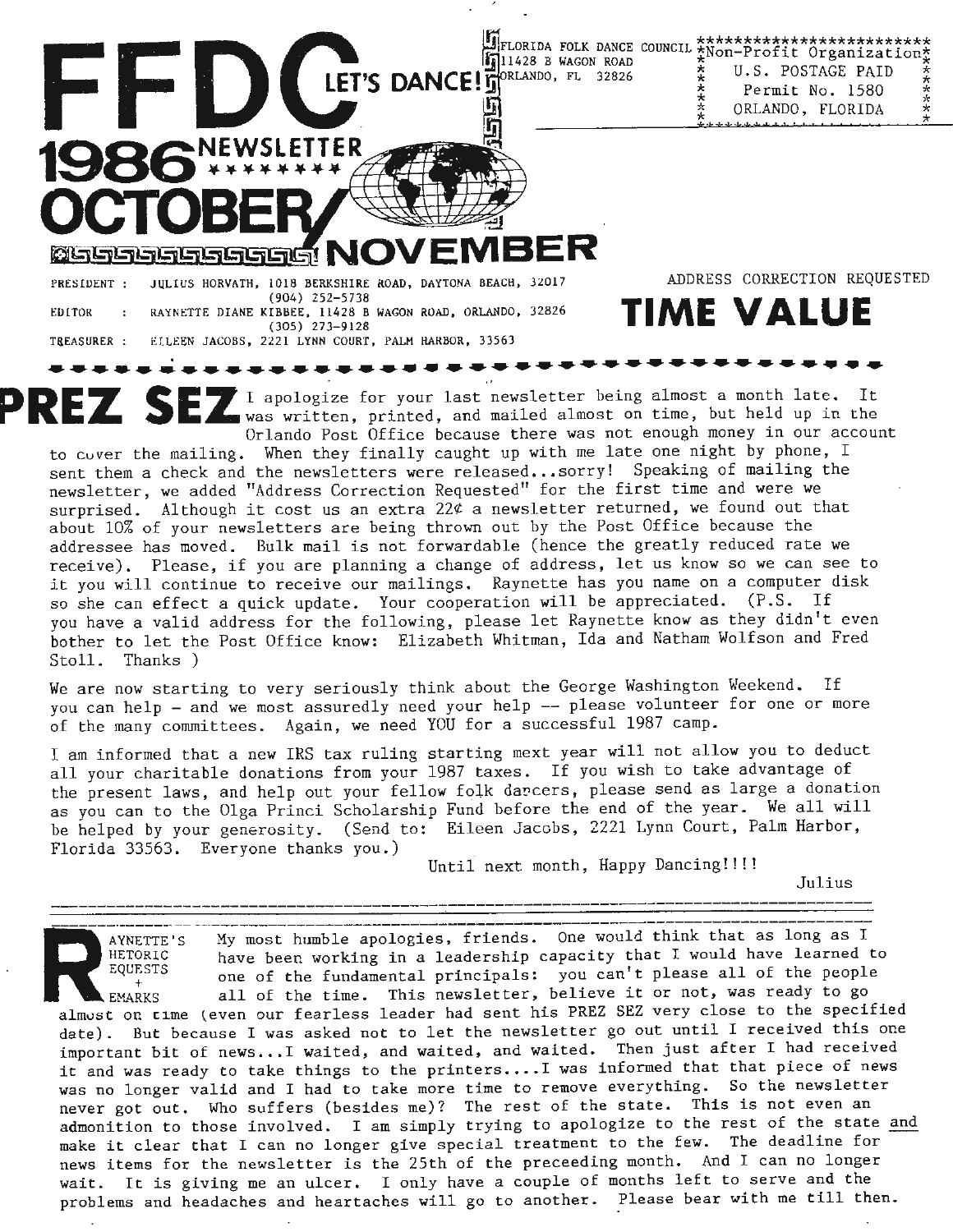# FFDC LET'S DANCE!

## 1986 NEWSLETTER ******** OCTOBER/NOVEMBER

FLORIDA FOLK DANCE COUNCIL
11428 B WAGON ROAD
ORLANDO, FL 32826

Non-Profit Organization
U.S. POSTAGE PAID
Permit No. 1580
ORLANDO, FLORIDA

PRESIDENT : JULIUS HORVATH, 1018 BERKSHIRE ROAD, DAYTONA BEACH, 32017 (904) 252-5738
EDITOR : RAYNETTE DIANE KIBBEE, 11428 B WAGON ROAD, ORLANDO, 32826 (305) 273-9128
TREASURER : EILEEN JACOBS, 2221 LYNN COURT, PALM HARBOR, 33563

ADDRESS CORRECTION REQUESTED

**TIME VALUE**

## PREZ SEZ

I apologize for your last newsletter being almost a month late. It was written, printed, and mailed almost on time, but held up in the Orlando Post Office because there was not enough money in our account to cover the mailing. When they finally caught up with me late one night by phone, I sent them a check and the newsletters were released...sorry! Speaking of mailing the newsletter, we added "Address Correction Requested" for the first time and were we surprised. Although it cost us an extra 22¢ a newsletter returned, we found out that about 10% of your newsletters are being thrown out by the Post Office because the addressee has moved. Bulk mail is not forwardable (hence the greatly reduced rate we receive). Please, if you are planning a change of address, let us know so we can see to it you will continue to receive our mailings. Raynette has you name on a computer disk so she can effect a quick update. Your cooperation will be appreciated. (P.S. If you have a valid address for the following, please let Raynette know as they didn't even bother to let the Post Office know: Elizabeth Whitman, Ida and Natham Wolfson and Fred Stoll. Thanks )

We are now starting to very seriously think about the George Washington Weekend. If you can help - and we most assuredly need your help -- please volunteer for one or more of the many committees. Again, we need YOU for a successful 1987 camp.

I am informed that a new IRS tax ruling starting mext year will not allow you to deduct all your charitable donations from your 1987 taxes. If you wish to take advantage of the present laws, and help out your fellow folk dancers, please send as large a donation as you can to the Olga Princi Scholarship Fund before the end of the year. We all will be helped by your generosity. (Send to: Eileen Jacobs, 2221 Lynn Court, Palm Harbor, Florida 33563. Everyone thanks you.)

Until next month, Happy Dancing!!!!

Julius

---

## RAYNETTE'S RHETORIC REQUESTS + REMARKS

My most humble apologies, friends. One would think that as long as I have been working in a leadership capacity that I would have learned to one of the fundamental principals: you can't please all of the people all of the time. This newsletter, believe it or not, was ready to go almost on time (even our fearless leader had sent his PREZ SEZ very close to the specified date). But because I was asked not to let the newsletter go out until I received this one important bit of news...I waited, and waited, and waited. Then just after I had received it and was ready to take things to the printers....I was informed that that piece of news was no longer valid and I had to take more time to remove everything. So the newsletter never got out. Who suffers (besides me)? The rest of the state. This is not even an admonition to those involved. I am simply trying to apologize to the rest of the state and make it clear that I can no longer give special treatment to the few. The deadline for news items for the newsletter is the 25th of the preceeding month. And I can no longer wait. It is giving me an ulcer. I only have a couple of months left to serve and the problems and headaches and heartaches will go to another. Please bear with me till then.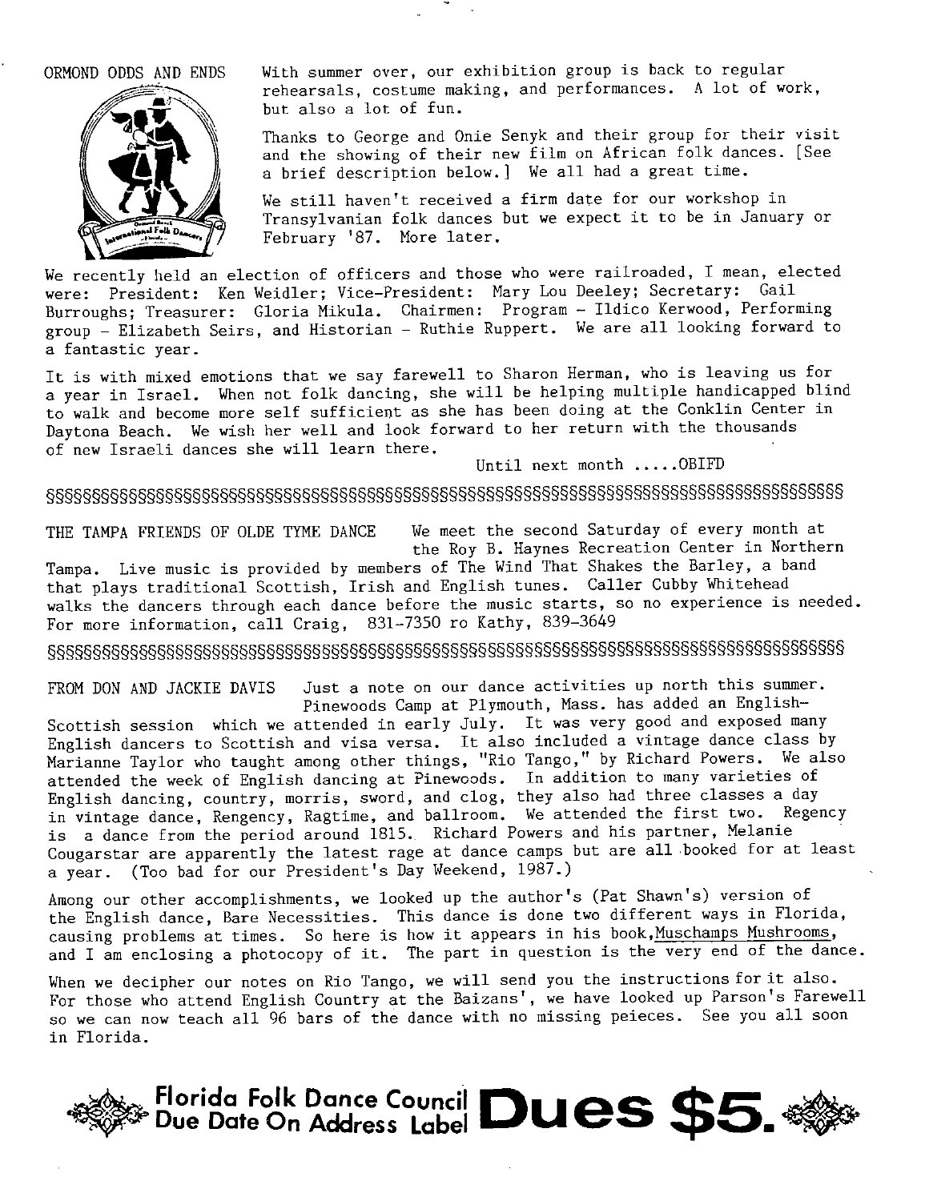ORMOND ODDS AND ENDS

With summer over, our exhibition group is back to regular rehearsals, costume making, and performances. A lot of work, but also a lot of fun.

Thanks to George and Onie Senyk and their group for their visit and the showing of their new film on African folk dances. [See a brief description below.] We all had a great time.

We still haven't received a firm date for our workshop in Transylvanian folk dances but we expect it to be in January or February '87. More later.

We recently held an election of officers and those who were railroaded, I mean, elected were: President: Ken Weidler; Vice-President: Mary Lou Deeley; Secretary: Gail Burroughs; Treasurer: Gloria Mikula. Chairmen: Program - Ildico Kerwood, Performing group - Elizabeth Seirs, and Historian - Ruthie Ruppert. We are all looking forward to a fantastic year.

It is with mixed emotions that we say farewell to Sharon Herman, who is leaving us for a year in Israel. When not folk dancing, she will be helping multiple handicapped blind to walk and become more self sufficient as she has been doing at the Conklin Center in Daytona Beach. We wish her well and look forward to her return with the thousands of new Israeli dances she will learn there.

Until next month .....OBIFD

§§§§§§§§§§§§§§§§§§§§§§§§§§§§§§§§§§§§§§§§§§§§§§§§§§§§§§§§§§§§§§§§§§§§§§§§§§§§§§§§

THE TAMPA FRIENDS OF OLDE TYME DANCE

We meet the second Saturday of every month at the Roy B. Haynes Recreation Center in Northern Tampa. Live music is provided by members of The Wind That Shakes the Barley, a band that plays traditional Scottish, Irish and English tunes. Caller Cubby Whitehead walks the dancers through each dance before the music starts, so no experience is needed. For more information, call Craig, 831-7350 ro Kathy, 839-3649

§§§§§§§§§§§§§§§§§§§§§§§§§§§§§§§§§§§§§§§§§§§§§§§§§§§§§§§§§§§§§§§§§§§§§§§§§§§§§§§§

FROM DON AND JACKIE DAVIS

Just a note on our dance activities up north this summer. Pinewoods Camp at Plymouth, Mass. has added an English-Scottish session which we attended in early July. It was very good and exposed many English dancers to Scottish and visa versa. It also included a vintage dance class by Marianne Taylor who taught among other things, "Rio Tango," by Richard Powers. We also attended the week of English dancing at Pinewoods. In addition to many varieties of English dancing, country, morris, sword, and clog, they also had three classes a day in vintage dance, Rengency, Ragtime, and ballroom. We attended the first two. Regency is a dance from the period around 1815. Richard Powers and his partner, Melanie Cougarstar are apparently the latest rage at dance camps but are all booked for at least a year. (Too bad for our President's Day Weekend, 1987.)

Among our other accomplishments, we looked up the author's (Pat Shawn's) version of the English dance, Bare Necessities. This dance is done two different ways in Florida, causing problems at times. So here is how it appears in his book, Muschamps Mushrooms, and I am enclosing a photocopy of it. The part in question is the very end of the dance.

When we decipher our notes on Rio Tango, we will send you the instructions for it also. For those who attend English Country at the Baizans', we have looked up Parson's Farewell so we can now teach all 96 bars of the dance with no missing peieces. See you all soon in Florida.

**Florida Folk Dance Council Due Date On Address Label Dues $5.**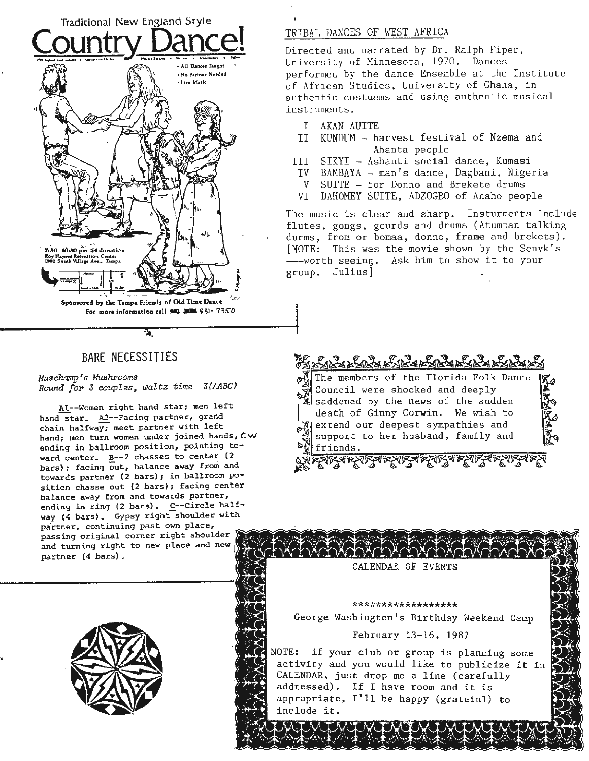Traditional New England Style

# Country Dance!

New England Contradances • Appalachian Circles • Western Squares • Waltzes • Schottisches • Polkas

- All Dances Taught
- No Partner Needed
- Live Music

7:30–10:30 pm $4 donation
Roy Haynes Recreation Center
1902 South Village Ave., Tampa

Sponsored by the Tampa Friends of Old Time Dance
For more information call 831-7350

## TRIBAL DANCES OF WEST AFRICA

Directed and narrated by Dr. Ralph Piper, University of Minnesota, 1970. Dances performed by the dance Ensemble at the Institute of African Studies, University of Ghana, in authentic costuems and using authentic musical instruments.

- I AKAN AUITE
- II KUNDUM – harvest festival of Nzema and Ahanta people
- III SIKYI – Ashanti social dance, Kumasi
- IV BAMBAYA – man's dance, Dagbani, Nigeria
- V SUITE – for Donno and Brekete drums
- VI DAHOMEY SUITE, ADZOGBO of Anaho people

The music is clear and sharp. Insturments include flutes, gongs, gourds and drums (Atumpan talking durms, from or bomaa, donno, frame and brekets). [NOTE: This was the movie shown by the Senyk's ---worth seeing. Ask him to show it to your group. Julius]

## BARE NECESSITIES

*Muschamp's Mushrooms*
*Round for 3 couples, waltz time 3(AABC)*

A1--Women right hand star; men left hand star. A2--Facing partner, grand chain halfway; meet partner with left hand; men turn women under joined hands, CW ending in ballroom position, pointing toward center. B--2 chasses to center (2 bars); facing out, balance away from and towards partner (2 bars); in ballroom position chasse out (2 bars); facing center balance away from and towards partner, ending in ring (2 bars). C--Circle halfway (4 bars). Gypsy right shoulder with partner, continuing past own place, passing original corner right shoulder and turning right to new place and new partner (4 bars).

The members of the Florida Folk Dance Council were shocked and deeply saddened by the news of the sudden death of Ginny Corwin. We wish to extend our deepest sympathies and support to her husband, family and friends.

## CALENDAR OF EVENTS

\*\*\*\*\*\*\*\*\*\*\*\*\*\*\*\*\*\*

George Washington's Birthday Weekend Camp

February 13-16, 1987

NOTE: if your club or group is planning some activity and you would like to publicize it in CALENDAR, just drop me a line (carefully addressed). If I have room and it is appropriate, I'll be happy (grateful) to include it.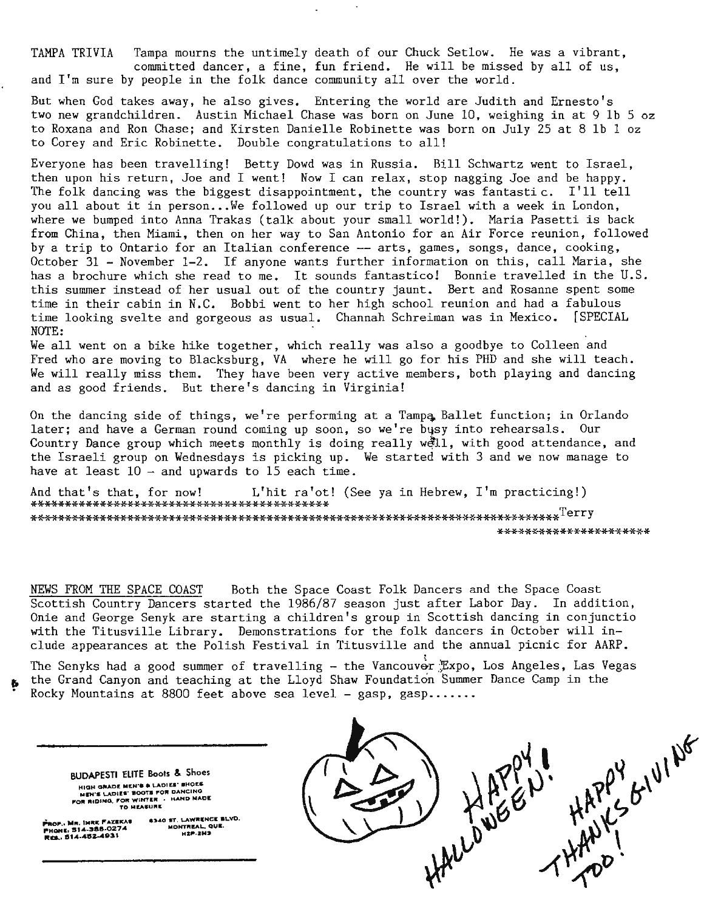TAMPA TRIVIA Tampa mourns the untimely death of our Chuck Setlow. He was a vibrant, committed dancer, a fine, fun friend. He will be missed by all of us, and I'm sure by people in the folk dance community all over the world.

But when God takes away, he also gives. Entering the world are Judith and Ernesto's two new grandchildren. Austin Michael Chase was born on June 10, weighing in at 9 lb 5 oz to Roxana and Ron Chase; and Kirsten Danielle Robinette was born on July 25 at 8 lb 1 oz to Corey and Eric Robinette. Double congratulations to all!

Everyone has been travelling! Betty Dowd was in Russia. Bill Schwartz went to Israel, then upon his return, Joe and I went! Now I can relax, stop nagging Joe and be happy. The folk dancing was the biggest disappointment, the country was fantastic. I'll tell you all about it in person...We followed up our trip to Israel with a week in London, where we bumped into Anna Trakas (talk about your small world!). Maria Pasetti is back from China, then Miami, then on her way to San Antonio for an Air Force reunion, followed by a trip to Ontario for an Italian conference -- arts, games, songs, dance, cooking, October 31 - November 1-2. If anyone wants further information on this, call Maria, she has a brochure which she read to me. It sounds fantastico! Bonnie travelled in the U.S. this summer instead of her usual out of the country jaunt. Bert and Rosanne spent some time in their cabin in N.C. Bobbi went to her high school reunion and had a fabulous time looking svelte and gorgeous as usual. Channah Schreiman was in Mexico. [SPECIAL NOTE:
We all went on a bike hike together, which really was also a goodbye to Colleen and Fred who are moving to Blacksburg, VA where he will go for his PHD and she will teach. We will really miss them. They have been very active members, both playing and dancing and as good friends. But there's dancing in Virginia!

On the dancing side of things, we're performing at a Tampa Ballet function; in Orlando later; and have a German round coming up soon, so we're busy into rehearsals. Our Country Dance group which meets monthly is doing really well, with good attendance, and the Israeli group on Wednesdays is picking up. We started with 3 and we now manage to have at least 10 - and upwards to 15 each time.

And that's that, for now! L'hit ra'ot! (See ya in Hebrew, I'm practicing!)

Terry

NEWS FROM THE SPACE COAST Both the Space Coast Folk Dancers and the Space Coast Scottish Country Dancers started the 1986/87 season just after Labor Day. In addition, Onie and George Senyk are starting a children's group in Scottish dancing in conjunctio with the Titusville Library. Demonstrations for the folk dancers in October will include appearances at the Polish Festival in Titusville and the annual picnic for AARP.

The Senyks had a good summer of travelling - the Vancouver Expo, Los Angeles, Las Vegas the Grand Canyon and teaching at the Lloyd Shaw Foundation Summer Dance Camp in the Rocky Mountains at 8800 feet above sea level - gasp, gasp.......

BUDAPESTI ELITE Boots & Shoes
HIGH GRADE MEN'S & LADIES' SHOES
MEN'S LADIES' BOOTS FOR DANCING
FOR RIDING, FOR WINTER - HAND MADE TO MEASURE

PROP.: MR. IMRE FAZEKAS
PHONE: 514-388-0274
RES.: 514-482-4931

6340 ST. LAWRENCE BLVD.
MONTREAL, QUE.
H2P-2H3

HAPPY HALLOWEEN!

HAPPY THANKSGIVING TOO!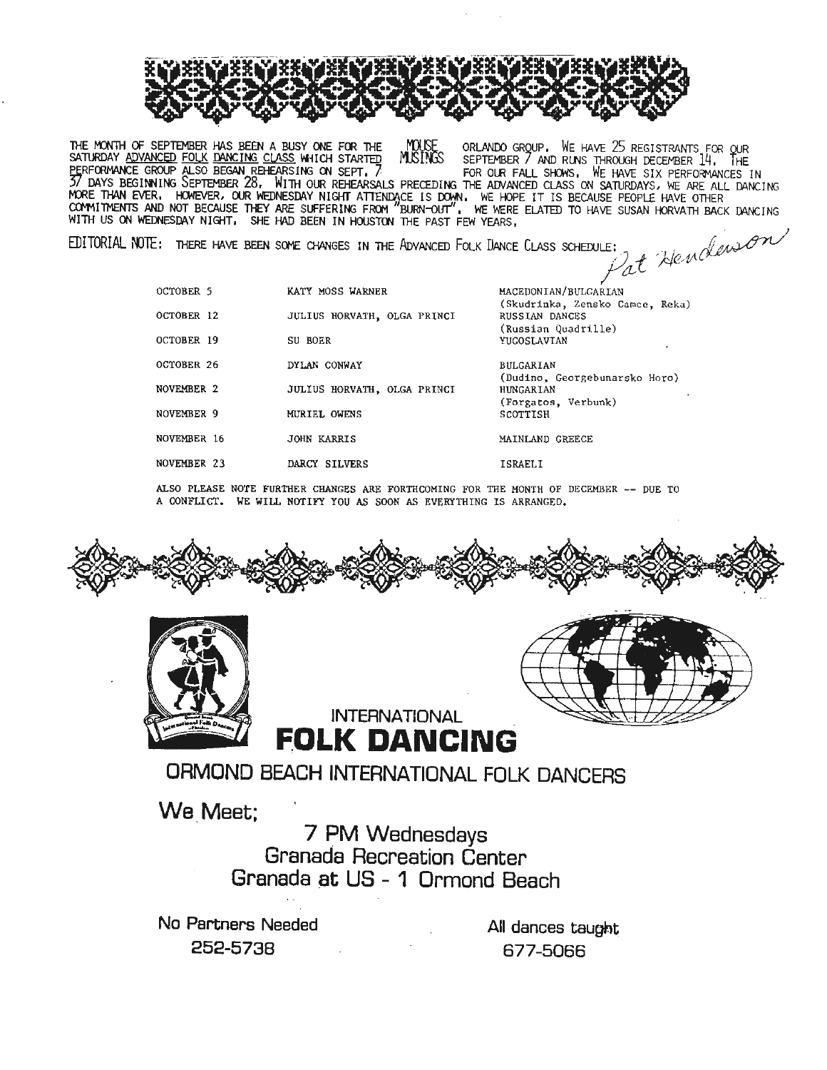THE MONTH OF SEPTEMBER HAS BEEN A BUSY ONE FOR THE ORLANDO GROUP. WE HAVE 25 REGISTRANTS FOR OUR SATURDAY ADVANCED FOLK DANCING CLASS WHICH STARTED SEPTEMBER 7 AND RUNS THROUGH DECEMBER 14. THE PERFORMANCE GROUP ALSO BEGAN REHEARSING ON SEPT. 7 FOR OUR FALL SHOWS. WE HAVE SIX PERFORMANCES IN 37 DAYS BEGINNING SEPTEMBER 28. WITH OUR REHEARSALS PRECEDING THE ADVANCED CLASS ON SATURDAYS, WE ARE ALL DANCING MORE THAN EVER. HOWEVER, OUR WEDNESDAY NIGHT ATTENDACE IS DOWN. WE HOPE IT IS BECAUSE PEOPLE HAVE OTHER COMMITMENTS AND NOT BECAUSE THEY ARE SUFFERING FROM "BURN-OUT". WE WERE ELATED TO HAVE SUSAN HORVATH BACK DANCING WITH US ON WEDNESDAY NIGHT. SHE HAD BEEN IN HOUSTON THE PAST FEW YEARS.

MOUSE MUSINGS

EDITORIAL NOTE: THERE HAVE BEEN SOME CHANGES IN THE ADVANCED FOLK DANCE CLASS SCHEDULE:

Pat Henderson

| | | |
|---|---|---|
| OCTOBER 5 | KATY MOSS WARNER | MACEDONIAN/BULGARIAN (Skudrinka, Zensko Camce, Reka) |
| OCTOBER 12 | JULIUS HORVATH, OLGA PRINCI | RUSSIAN DANCES (Russian Quadrille) |
| OCTOBER 19 | SU BOER | YUGOSLAVIAN |
| OCTOBER 26 | DYLAN CONWAY | BULGARIAN (Dudino, Georgebunarsko Horo) |
| NOVEMBER 2 | JULIUS HORVATH, OLGA PRINCI | HUNGARIAN (Forgatos, Verbunk) |
| NOVEMBER 9 | MURIEL OWENS | SCOTTISH |
| NOVEMBER 16 | JOHN KARRIS | MAINLAND GREECE |
| NOVEMBER 23 | DARCY SILVERS | ISRAELI |

ALSO PLEASE NOTE FURTHER CHANGES ARE FORTHCOMING FOR THE MONTH OF DECEMBER -- DUE TO A CONFLICT. WE WILL NOTIFY YOU AS SOON AS EVERYTHING IS ARRANGED.

INTERNATIONAL
# FOLK DANCING

## ORMOND BEACH INTERNATIONAL FOLK DANCERS

We Meet;

7 PM Wednesdays
Granada Recreation Center
Granada at US - 1 Ormond Beach

No Partners Needed
252-5738

All dances taught
677-5066